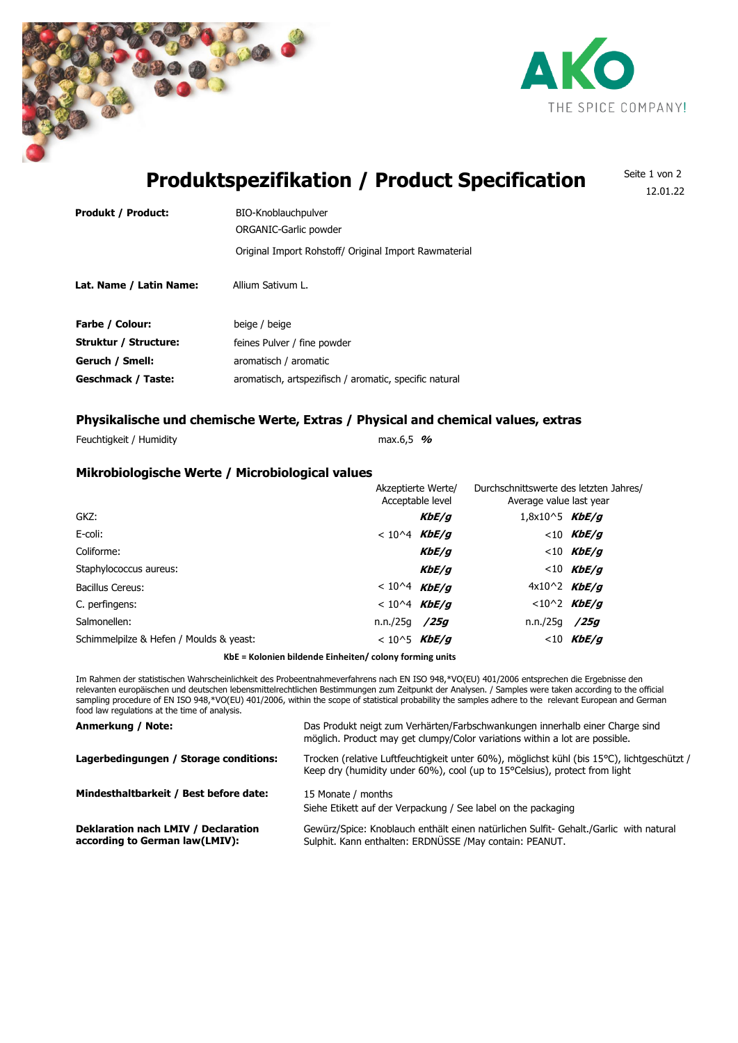AKO
THE SPICE COMPANY!

# Produktspezifikation / Product Specification

12.01.22

| | |
|---|---|
| **Produkt / Product:** | BIO-Knoblauchpulver<br>ORGANIC-Garlic powder<br>Original Import Rohstoff/ Original Import Rawmaterial |
| **Lat. Name / Latin Name:** | Allium Sativum L. |
| **Farbe / Colour:** | beige / beige |
| **Struktur / Structure:** | feines Pulver / fine powder |
| **Geruch / Smell:** | aromatisch / aromatic |
| **Geschmack / Taste:** | aromatisch, artspezifisch / aromatic, specific natural |

## Physikalische und chemische Werte, Extras / Physical and chemical values, extras

| | |
|---|---|
| Feuchtigkeit / Humidity | max.6,5 ***%*** |

## Mikrobiologische Werte / Microbiological values

| | Akzeptierte Werte/ Acceptable level | | Durchschnittswerte des letzten Jahres/ Average value last year | |
|---|---|---|---|---|
| GKZ: | | ***KbE/g*** | 1,8x10^5 | ***KbE/g*** |
| E-coli: | < 10^4 | ***KbE/g*** | <10 | ***KbE/g*** |
| Coliforme: | | ***KbE/g*** | <10 | ***KbE/g*** |
| Staphylococcus aureus: | | ***KbE/g*** | <10 | ***KbE/g*** |
| Bacillus Cereus: | < 10^4 | ***KbE/g*** | 4x10^2 | ***KbE/g*** |
| C. perfingens: | < 10^4 | ***KbE/g*** | <10^2 | ***KbE/g*** |
| Salmonellen: | n.n./25g | ***/25g*** | n.n./25g | ***/25g*** |
| Schimmelpilze & Hefen / Moulds & yeast: | < 10^5 | ***KbE/g*** | <10 | ***KbE/g*** |

**KbE = Kolonien bildende Einheiten/ colony forming units**

Im Rahmen der statistischen Wahrscheinlichkeit des Probeentnahmeverfahrens nach EN ISO 948,*VO(EU) 401/2006 entsprechen die Ergebnisse den relevanten europäischen und deutschen lebensmittelrechtlichen Bestimmungen zum Zeitpunkt der Analysen. / Samples were taken according to the official sampling procedure of EN ISO 948,*VO(EU) 401/2006, within the scope of statistical probability the samples adhere to the relevant European and German food law regulations at the time of analysis.

| | |
|---|---|
| **Anmerkung / Note:** | Das Produkt neigt zum Verhärten/Farbschwankungen innerhalb einer Charge sind möglich. Product may get clumpy/Color variations within a lot are possible. |
| **Lagerbedingungen / Storage conditions:** | Trocken (relative Luftfeuchtigkeit unter 60%), möglichst kühl (bis 15°C), lichtgeschützt / Keep dry (humidity under 60%), cool (up to 15°Celsius), protect from light |
| **Mindesthaltbarkeit / Best before date:** | 15 Monate / months<br>Siehe Etikett auf der Verpackung / See label on the packaging |
| **Deklaration nach LMIV / Declaration according to German law(LMIV):** | Gewürz/Spice: Knoblauch enthält einen natürlichen Sulfit- Gehalt./Garlic with natural Sulphit. Kann enthalten: ERDNÜSSE /May contain: PEANUT. |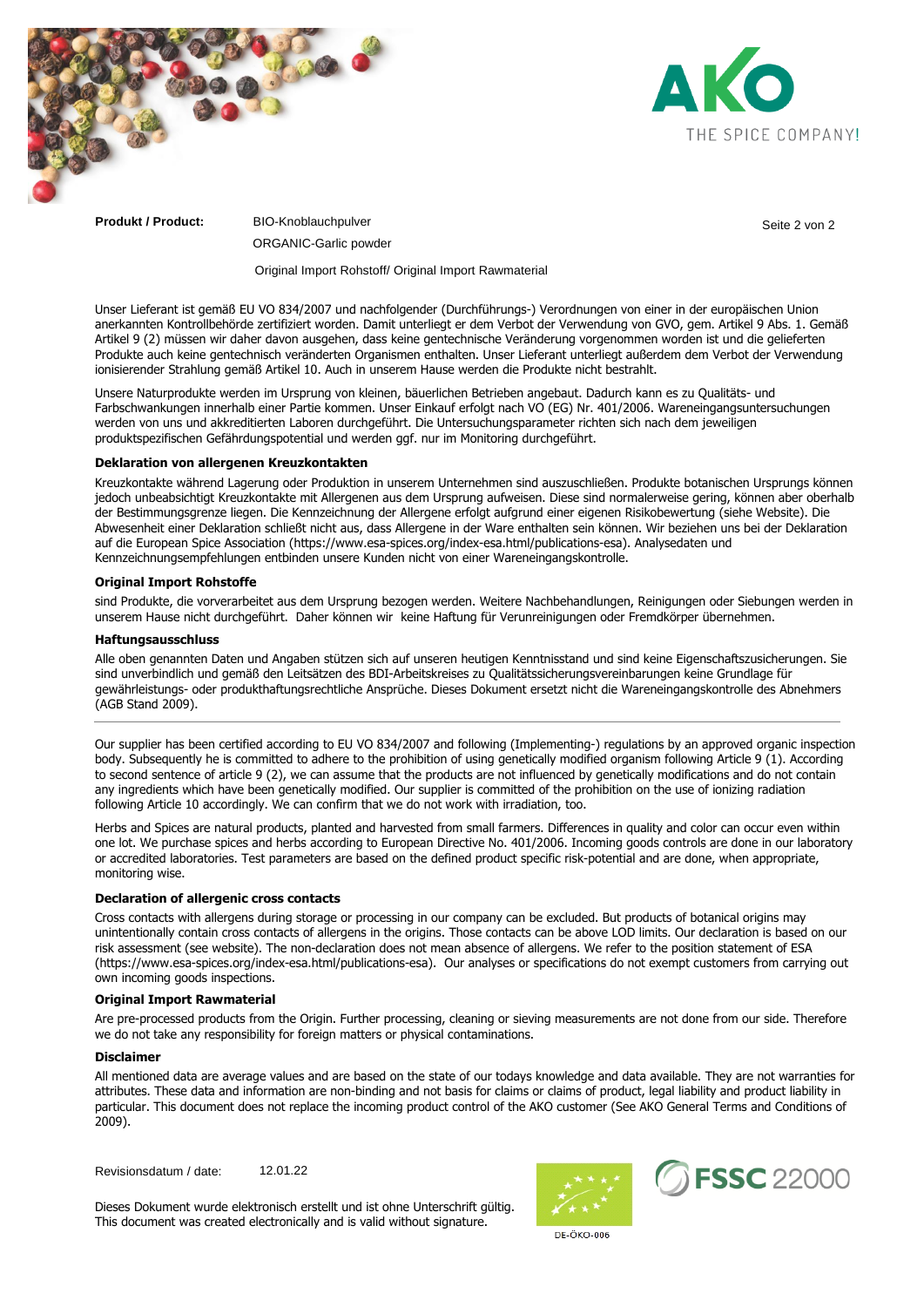**Produkt / Product:** BIO-Knoblauchpulver

ORGANIC-Garlic powder

Original Import Rohstoff/ Original Import Rawmaterial

Unser Lieferant ist gemäß EU VO 834/2007 und nachfolgender (Durchführungs-) Verordnungen von einer in der europäischen Union anerkannten Kontrollbehörde zertifiziert worden. Damit unterliegt er dem Verbot der Verwendung von GVO, gem. Artikel 9 Abs. 1. Gemäß Artikel 9 (2) müssen wir daher davon ausgehen, dass keine gentechnische Veränderung vorgenommen worden ist und die gelieferten Produkte auch keine gentechnisch veränderten Organismen enthalten. Unser Lieferant unterliegt außerdem dem Verbot der Verwendung ionisierender Strahlung gemäß Artikel 10. Auch in unserem Hause werden die Produkte nicht bestrahlt.

Unsere Naturprodukte werden im Ursprung von kleinen, bäuerlichen Betrieben angebaut. Dadurch kann es zu Qualitäts- und Farbschwankungen innerhalb einer Partie kommen. Unser Einkauf erfolgt nach VO (EG) Nr. 401/2006. Wareneingangsuntersuchungen werden von uns und akkreditierten Laboren durchgeführt. Die Untersuchungsparameter richten sich nach dem jeweiligen produktspezifischen Gefährdungspotential und werden ggf. nur im Monitoring durchgeführt.

**Deklaration von allergenen Kreuzkontakten**

Kreuzkontakte während Lagerung oder Produktion in unserem Unternehmen sind auszuschließen. Produkte botanischen Ursprungs können jedoch unbeabsichtigt Kreuzkontakte mit Allergenen aus dem Ursprung aufweisen. Diese sind normalerweise gering, können aber oberhalb der Bestimmungsgrenze liegen. Die Kennzeichnung der Allergene erfolgt aufgrund einer eigenen Risikobewertung (siehe Website). Die Abwesenheit einer Deklaration schließt nicht aus, dass Allergene in der Ware enthalten sein können. Wir beziehen uns bei der Deklaration auf die European Spice Association (https://www.esa-spices.org/index-esa.html/publications-esa). Analysedaten und Kennzeichnungsempfehlungen entbinden unsere Kunden nicht von einer Wareneingangskontrolle.

**Original Import Rohstoffe**

sind Produkte, die vorverarbeitet aus dem Ursprung bezogen werden. Weitere Nachbehandlungen, Reinigungen oder Siebungen werden in unserem Hause nicht durchgeführt. Daher können wir keine Haftung für Verunreinigungen oder Fremdkörper übernehmen.

**Haftungsausschluss**

Alle oben genannten Daten und Angaben stützen sich auf unseren heutigen Kenntnisstand und sind keine Eigenschaftszusicherungen. Sie sind unverbindlich und gemäß den Leitsätzen des BDI-Arbeitskreises zu Qualitätssicherungsvereinbarungen keine Grundlage für gewährleistungs- oder produkthaftungsrechtliche Ansprüche. Dieses Dokument ersetzt nicht die Wareneingangskontrolle des Abnehmers (AGB Stand 2009).

---

Our supplier has been certified according to EU VO 834/2007 and following (Implementing-) regulations by an approved organic inspection body. Subsequently he is committed to adhere to the prohibition of using genetically modified organism following Article 9 (1). According to second sentence of article 9 (2), we can assume that the products are not influenced by genetically modifications and do not contain any ingredients which have been genetically modified. Our supplier is committed of the prohibition on the use of ionizing radiation following Article 10 accordingly. We can confirm that we do not work with irradiation, too.

Herbs and Spices are natural products, planted and harvested from small farmers. Differences in quality and color can occur even within one lot. We purchase spices and herbs according to European Directive No. 401/2006. Incoming goods controls are done in our laboratory or accredited laboratories. Test parameters are based on the defined product specific risk-potential and are done, when appropriate, monitoring wise.

**Declaration of allergenic cross contacts**

Cross contacts with allergens during storage or processing in our company can be excluded. But products of botanical origins may unintentionally contain cross contacts of allergens in the origins. Those contacts can be above LOD limits. Our declaration is based on our risk assessment (see website). The non-declaration does not mean absence of allergens. We refer to the position statement of ESA (https://www.esa-spices.org/index-esa.html/publications-esa). Our analyses or specifications do not exempt customers from carrying out own incoming goods inspections.

**Original Import Rawmaterial**

Are pre-processed products from the Origin. Further processing, cleaning or sieving measurements are not done from our side. Therefore we do not take any responsibility for foreign matters or physical contaminations.

**Disclaimer**

All mentioned data are average values and are based on the state of our todays knowledge and data available. They are not warranties for attributes. These data and information are non-binding and not basis for claims or claims of product, legal liability and product liability in particular. This document does not replace the incoming product control of the AKO customer (See AKO General Terms and Conditions of 2009).

Revisionsdatum / date: 12.01.22

Dieses Dokument wurde elektronisch erstellt und ist ohne Unterschrift gültig.
This document was created electronically and is valid without signature.

DE-ÖKO-006